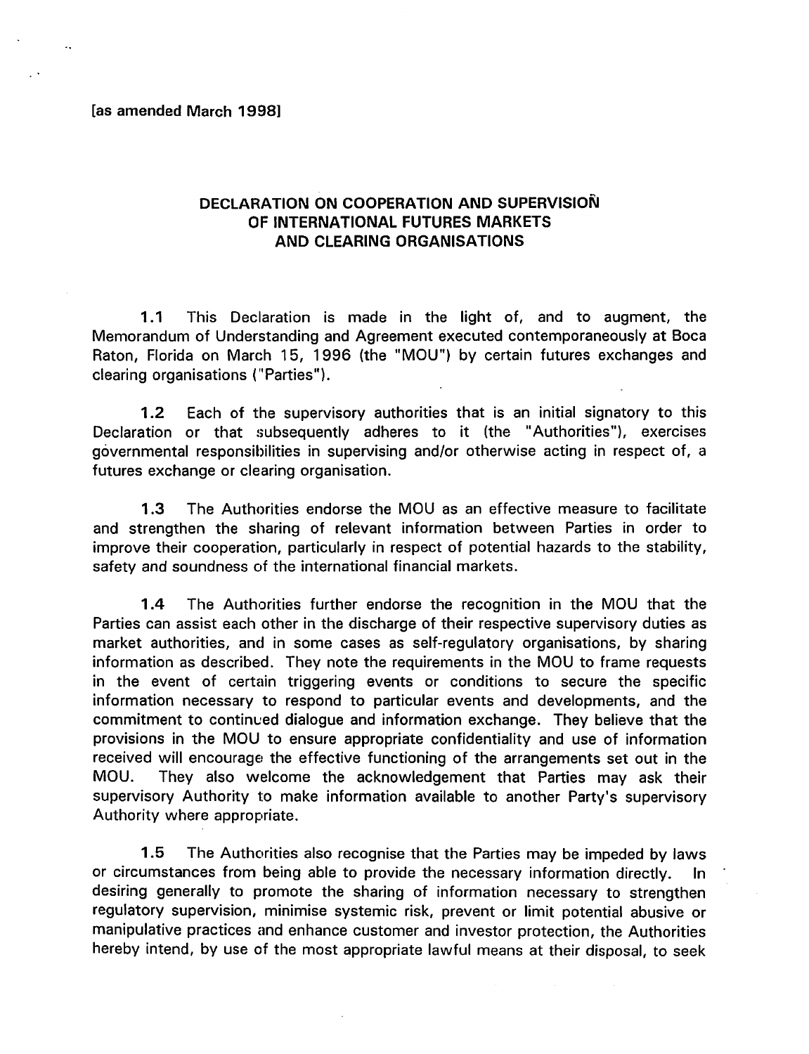[as amended March 1998]

# DECLARATION ON COOPERATION AND SUPERVISION OF INTERNATIONAL FUTURES MARKETS AND CLEARING ORGANISATIONS

**1.1** This Declaration is made in the light of, and to augment, the Memorandum of Understanding and Agreement executed contemporaneously at Boca Raton, Florida on March 15, 1996 (the "MOU") by certain futures exchanges and clearing organisations ("Parties").

**1.2** Each of the supervisory authorities that is an initial signatory to this Declaration or that subsequently adheres to it (the "Authorities"), exercises governmental responsibilities in supervising and/or otherwise acting in respect of, a futures exchange or clearing organisation.

**1.3** The Authorities endorse the MOU as an effective measure to facilitate and strengthen the sharing of relevant information between Parties in order to improve their cooperation, particularly in respect of potential hazards to the stability, safety and soundness of the international financial markets.

**1.4** The Authorities further endorse the recognition in the MOU that the Parties can assist each other in the discharge of their respective supervisory duties as market authorities, and in some cases as self-regulatory organisations, by sharing information as described. They note the requirements in the MOU to frame requests in the event of certain triggering events or conditions to secure the specific information necessary to respond to particular events and developments, and the commitment to continued dialogue and information exchange. They believe that the provisions in the MOU to ensure appropriate confidentiality and use of information received will encourage the effective functioning of the arrangements set out in the MOU. They also welcome the acknowledgement that Parties may ask their supervisory Authority to make information available to another Party's supervisory Authority where appropriate.

**1.5** The Authorities also recognise that the Parties may be impeded by laws or circumstances from being able to provide the necessary information directly. In desiring generally to promote the sharing of information necessary to strengthen regulatory supervision, minimise systemic risk, prevent or limit potential abusive or manipulative practices and enhance customer and investor protection, the Authorities hereby intend, by use of the most appropriate lawful means at their disposal, to seek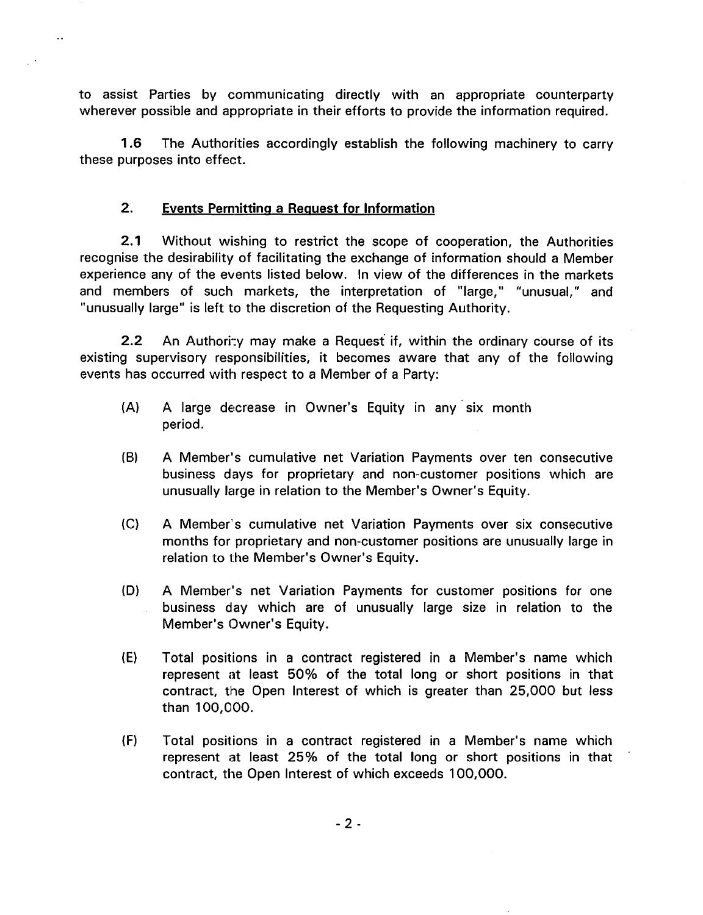to assist Parties by communicating directly with an appropriate counterparty wherever possible and appropriate in their efforts to provide the information required.

**1.6** The Authorities accordingly establish the following machinery to carry these purposes into effect.

## 2. Events Permitting a Request for Information

**2.1** Without wishing to restrict the scope of cooperation, the Authorities recognise the desirability of facilitating the exchange of information should a Member experience any of the events listed below. In view of the differences in the markets and members of such markets, the interpretation of "large," "unusual," and "unusually large" is left to the discretion of the Requesting Authority.

**2.2** An Authority may make a Request if, within the ordinary course of its existing supervisory responsibilities, it becomes aware that any of the following events has occurred with respect to a Member of a Party:

(A) A large decrease in Owner's Equity in any six month period.

(B) A Member's cumulative net Variation Payments over ten consecutive business days for proprietary and non-customer positions which are unusually large in relation to the Member's Owner's Equity.

(C) A Member's cumulative net Variation Payments over six consecutive months for proprietary and non-customer positions are unusually large in relation to the Member's Owner's Equity.

(D) A Member's net Variation Payments for customer positions for one business day which are of unusually large size in relation to the Member's Owner's Equity.

(E) Total positions in a contract registered in a Member's name which represent at least 50% of the total long or short positions in that contract, the Open Interest of which is greater than 25,000 but less than 100,000.

(F) Total positions in a contract registered in a Member's name which represent at least 25% of the total long or short positions in that contract, the Open Interest of which exceeds 100,000.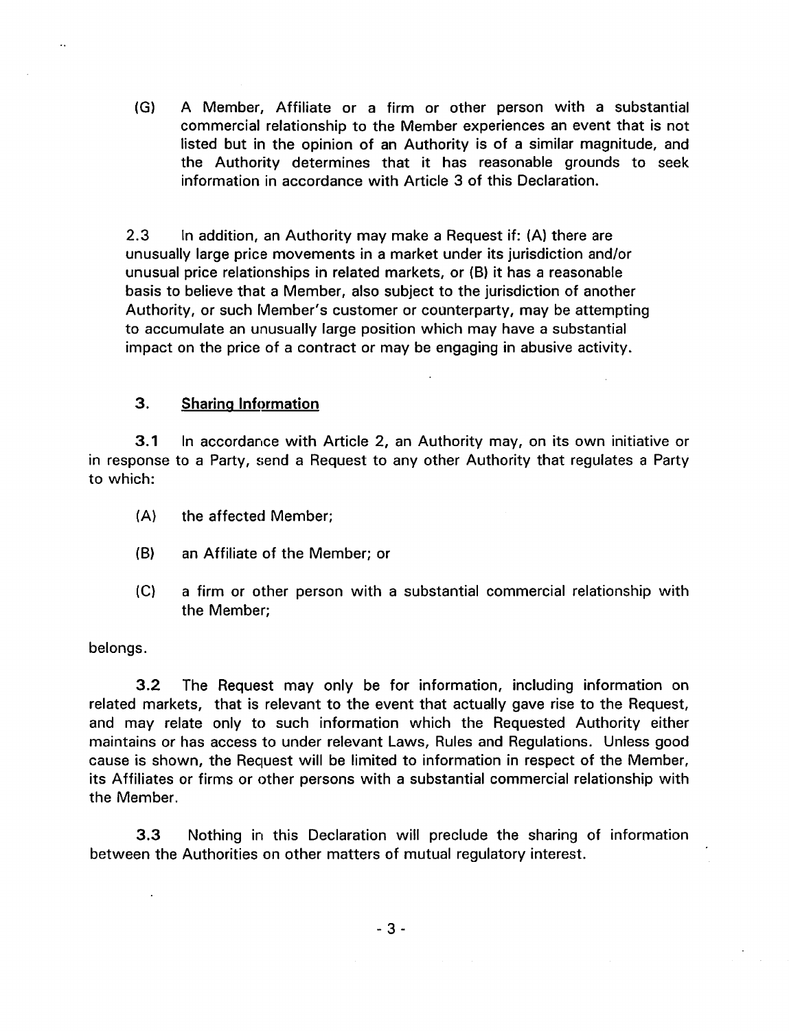(G) A Member, Affiliate or a firm or other person with a substantial commercial relationship to the Member experiences an event that is not listed but in the opinion of an Authority is of a similar magnitude, and the Authority determines that it has reasonable grounds to seek information in accordance with Article 3 of this Declaration.

2.3 In addition, an Authority may make a Request if: (A) there are unusually large price movements in a market under its jurisdiction and/or unusual price relationships in related markets, or (B) it has a reasonable basis to believe that a Member, also subject to the jurisdiction of another Authority, or such Member's customer or counterparty, may be attempting to accumulate an unusually large position which may have a substantial impact on the price of a contract or may be engaging in abusive activity.

## 3. Sharing Information

**3.1** In accordance with Article 2, an Authority may, on its own initiative or in response to a Party, send a Request to any other Authority that regulates a Party to which:

(A) the affected Member;

(B) an Affiliate of the Member; or

(C) a firm or other person with a substantial commercial relationship with the Member;

belongs.

**3.2** The Request may only be for information, including information on related markets, that is relevant to the event that actually gave rise to the Request, and may relate only to such information which the Requested Authority either maintains or has access to under relevant Laws, Rules and Regulations. Unless good cause is shown, the Request will be limited to information in respect of the Member, its Affiliates or firms or other persons with a substantial commercial relationship with the Member.

**3.3** Nothing in this Declaration will preclude the sharing of information between the Authorities on other matters of mutual regulatory interest.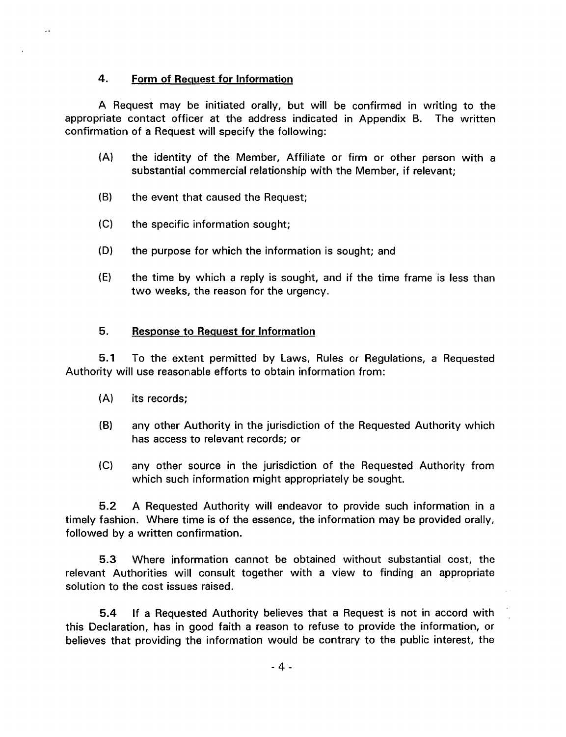## 4. Form of Request for Information

A Request may be initiated orally, but will be confirmed in writing to the appropriate contact officer at the address indicated in Appendix B. The written confirmation of a Request will specify the following:

(A) the identity of the Member, Affiliate or firm or other person with a substantial commercial relationship with the Member, if relevant;

(B) the event that caused the Request;

(C) the specific information sought;

(D) the purpose for which the information is sought; and

(E) the time by which a reply is sought, and if the time frame is less than two weeks, the reason for the urgency.

## 5. Response to Request for Information

**5.1** To the extent permitted by Laws, Rules or Regulations, a Requested Authority will use reasonable efforts to obtain information from:

(A) its records;

(B) any other Authority in the jurisdiction of the Requested Authority which has access to relevant records; or

(C) any other source in the jurisdiction of the Requested Authority from which such information might appropriately be sought.

**5.2** A Requested Authority will endeavor to provide such information in a timely fashion. Where time is of the essence, the information may be provided orally, followed by a written confirmation.

**5.3** Where information cannot be obtained without substantial cost, the relevant Authorities will consult together with a view to finding an appropriate solution to the cost issues raised.

**5.4** If a Requested Authority believes that a Request is not in accord with this Declaration, has in good faith a reason to refuse to provide the information, or believes that providing the information would be contrary to the public interest, the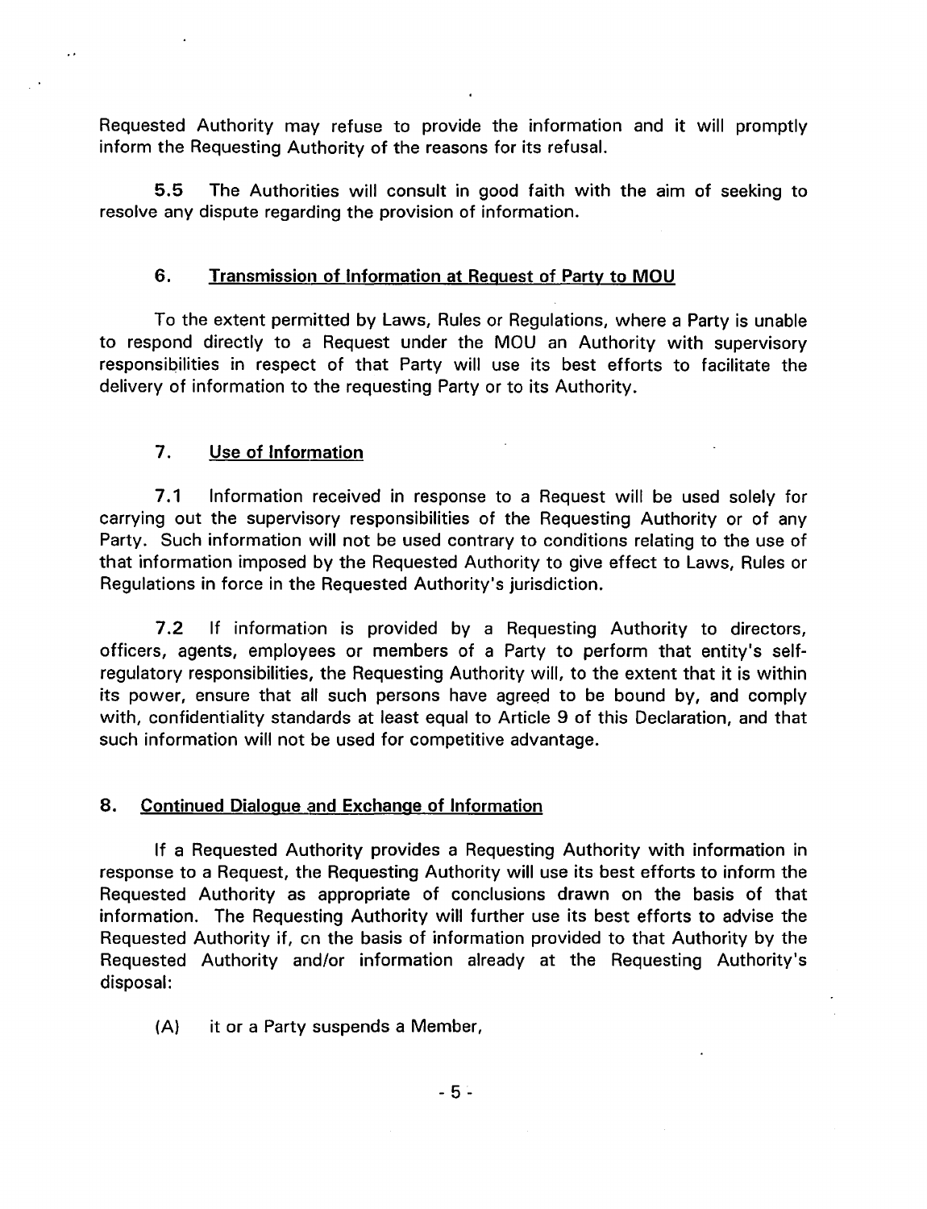Requested Authority may refuse to provide the information and it will promptly inform the Requesting Authority of the reasons for its refusal.

**5.5** The Authorities will consult in good faith with the aim of seeking to resolve any dispute regarding the provision of information.

## 6. Transmission of Information at Request of Party to MOU

To the extent permitted by Laws, Rules or Regulations, where a Party is unable to respond directly to a Request under the MOU an Authority with supervisory responsibilities in respect of that Party will use its best efforts to facilitate the delivery of information to the requesting Party or to its Authority.

## 7. Use of Information

**7.1** Information received in response to a Request will be used solely for carrying out the supervisory responsibilities of the Requesting Authority or of any Party. Such information will not be used contrary to conditions relating to the use of that information imposed by the Requested Authority to give effect to Laws, Rules or Regulations in force in the Requested Authority's jurisdiction.

**7.2** If information is provided by a Requesting Authority to directors, officers, agents, employees or members of a Party to perform that entity's self-regulatory responsibilities, the Requesting Authority will, to the extent that it is within its power, ensure that all such persons have agreed to be bound by, and comply with, confidentiality standards at least equal to Article 9 of this Declaration, and that such information will not be used for competitive advantage.

## 8. Continued Dialogue and Exchange of Information

If a Requested Authority provides a Requesting Authority with information in response to a Request, the Requesting Authority will use its best efforts to inform the Requested Authority as appropriate of conclusions drawn on the basis of that information. The Requesting Authority will further use its best efforts to advise the Requested Authority if, on the basis of information provided to that Authority by the Requested Authority and/or information already at the Requesting Authority's disposal:

(A) it or a Party suspends a Member,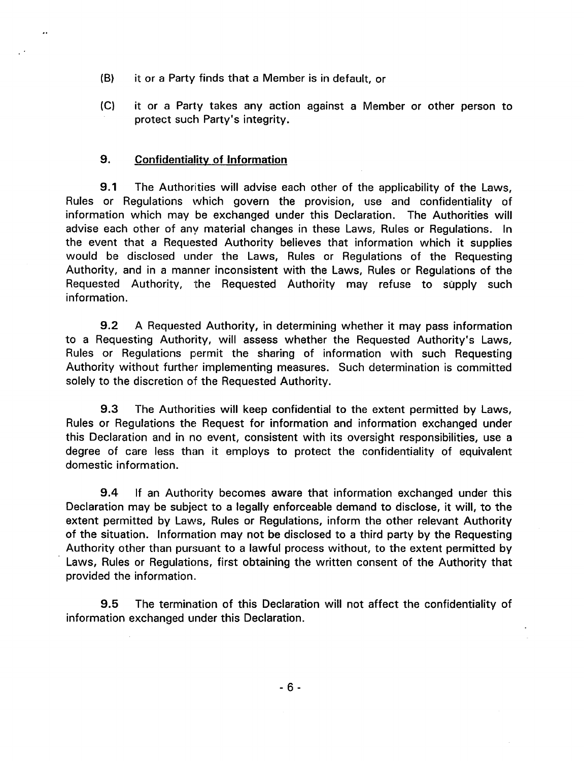(B) it or a Party finds that a Member is in default, or

(C) it or a Party takes any action against a Member or other person to protect such Party's integrity.

## 9. Confidentiality of Information

**9.1** The Authorities will advise each other of the applicability of the Laws, Rules or Regulations which govern the provision, use and confidentiality of information which may be exchanged under this Declaration. The Authorities will advise each other of any material changes in these Laws, Rules or Regulations. In the event that a Requested Authority believes that information which it supplies would be disclosed under the Laws, Rules or Regulations of the Requesting Authority, and in a manner inconsistent with the Laws, Rules or Regulations of the Requested Authority, the Requested Authority may refuse to supply such information.

**9.2** A Requested Authority, in determining whether it may pass information to a Requesting Authority, will assess whether the Requested Authority's Laws, Rules or Regulations permit the sharing of information with such Requesting Authority without further implementing measures. Such determination is committed solely to the discretion of the Requested Authority.

**9.3** The Authorities will keep confidential to the extent permitted by Laws, Rules or Regulations the Request for information and information exchanged under this Declaration and in no event, consistent with its oversight responsibilities, use a degree of care less than it employs to protect the confidentiality of equivalent domestic information.

**9.4** If an Authority becomes aware that information exchanged under this Declaration may be subject to a legally enforceable demand to disclose, it will, to the extent permitted by Laws, Rules or Regulations, inform the other relevant Authority of the situation. Information may not be disclosed to a third party by the Requesting Authority other than pursuant to a lawful process without, to the extent permitted by Laws, Rules or Regulations, first obtaining the written consent of the Authority that provided the information.

**9.5** The termination of this Declaration will not affect the confidentiality of information exchanged under this Declaration.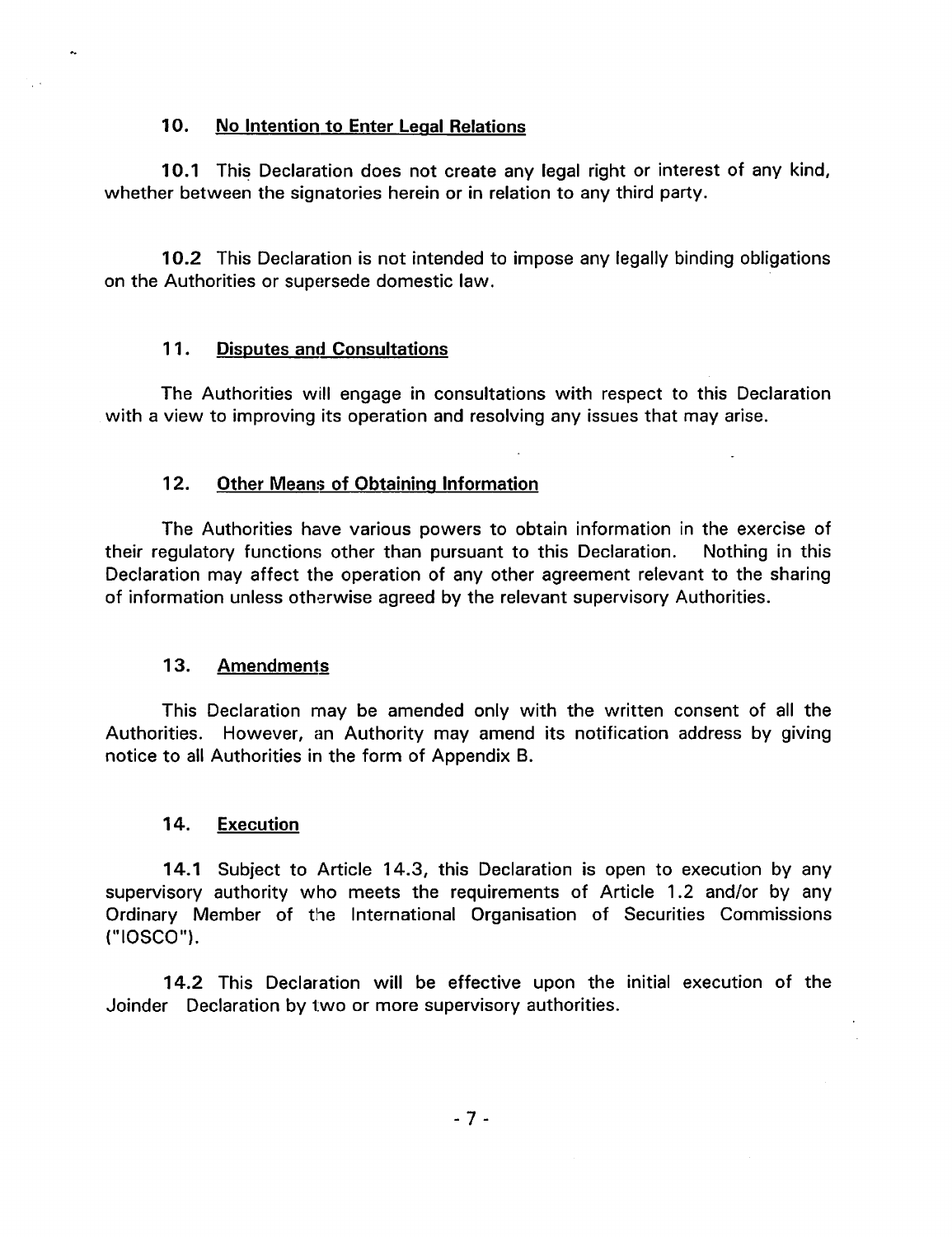## 10. No Intention to Enter Legal Relations

**10.1** This Declaration does not create any legal right or interest of any kind, whether between the signatories herein or in relation to any third party.

**10.2** This Declaration is not intended to impose any legally binding obligations on the Authorities or supersede domestic law.

## 11. Disputes and Consultations

The Authorities will engage in consultations with respect to this Declaration with a view to improving its operation and resolving any issues that may arise.

## 12. Other Means of Obtaining Information

The Authorities have various powers to obtain information in the exercise of their regulatory functions other than pursuant to this Declaration. Nothing in this Declaration may affect the operation of any other agreement relevant to the sharing of information unless otherwise agreed by the relevant supervisory Authorities.

## 13. Amendments

This Declaration may be amended only with the written consent of all the Authorities. However, an Authority may amend its notification address by giving notice to all Authorities in the form of Appendix B.

## 14. Execution

**14.1** Subject to Article 14.3, this Declaration is open to execution by any supervisory authority who meets the requirements of Article 1.2 and/or by any Ordinary Member of the International Organisation of Securities Commissions ("IOSCO").

**14.2** This Declaration will be effective upon the initial execution of the Joinder Declaration by two or more supervisory authorities.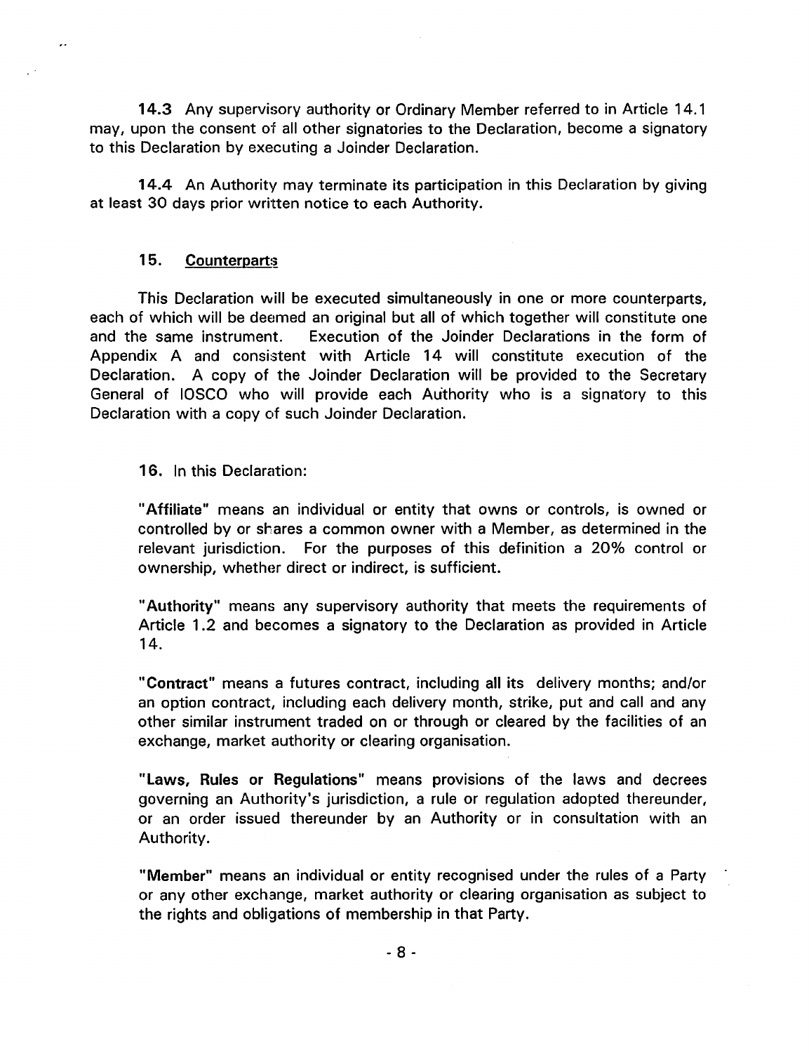**14.3** Any supervisory authority or Ordinary Member referred to in Article 14.1 may, upon the consent of all other signatories to the Declaration, become a signatory to this Declaration by executing a Joinder Declaration.

**14.4** An Authority may terminate its participation in this Declaration by giving at least 30 days prior written notice to each Authority.

## 15. Counterparts

This Declaration will be executed simultaneously in one or more counterparts, each of which will be deemed an original but all of which together will constitute one and the same instrument. Execution of the Joinder Declarations in the form of Appendix A and consistent with Article 14 will constitute execution of the Declaration. A copy of the Joinder Declaration will be provided to the Secretary General of IOSCO who will provide each Authority who is a signatory to this Declaration with a copy of such Joinder Declaration.

**16.** In this Declaration:

"**Affiliate**" means an individual or entity that owns or controls, is owned or controlled by or shares a common owner with a Member, as determined in the relevant jurisdiction. For the purposes of this definition a 20% control or ownership, whether direct or indirect, is sufficient.

"**Authority**" means any supervisory authority that meets the requirements of Article 1.2 and becomes a signatory to the Declaration as provided in Article 14.

"**Contract**" means a futures contract, including all its delivery months; and/or an option contract, including each delivery month, strike, put and call and any other similar instrument traded on or through or cleared by the facilities of an exchange, market authority or clearing organisation.

"**Laws, Rules or Regulations**" means provisions of the laws and decrees governing an Authority's jurisdiction, a rule or regulation adopted thereunder, or an order issued thereunder by an Authority or in consultation with an Authority.

"**Member**" means an individual or entity recognised under the rules of a Party or any other exchange, market authority or clearing organisation as subject to the rights and obligations of membership in that Party.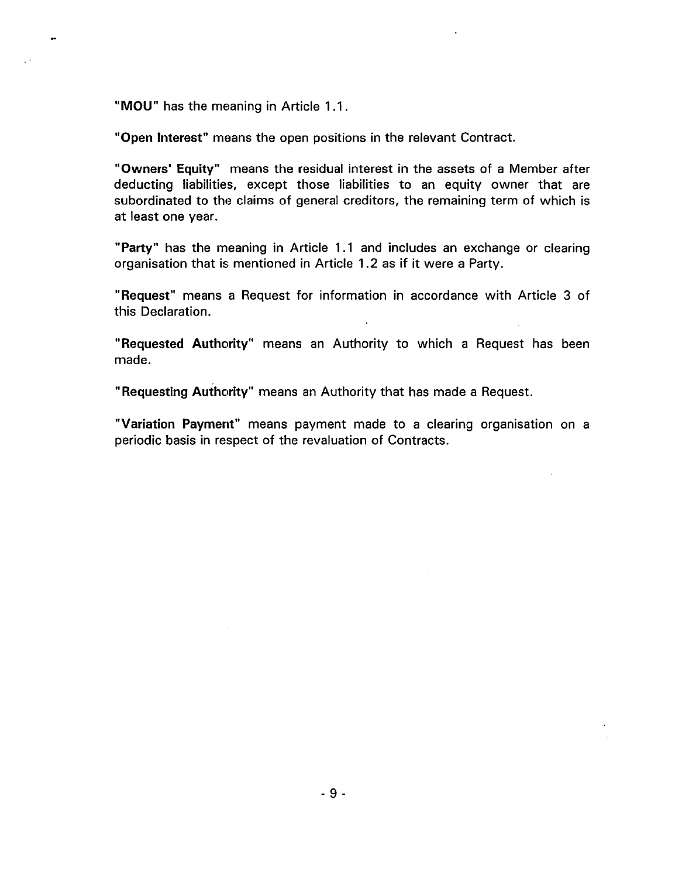"**MOU**" has the meaning in Article 1.1.

"**Open Interest**" means the open positions in the relevant Contract.

"**Owners' Equity**" means the residual interest in the assets of a Member after deducting liabilities, except those liabilities to an equity owner that are subordinated to the claims of general creditors, the remaining term of which is at least one year.

"**Party**" has the meaning in Article 1.1 and includes an exchange or clearing organisation that is mentioned in Article 1.2 as if it were a Party.

"**Request**" means a Request for information in accordance with Article 3 of this Declaration.

"**Requested Authority**" means an Authority to which a Request has been made.

"**Requesting Authority**" means an Authority that has made a Request.

"**Variation Payment**" means payment made to a clearing organisation on a periodic basis in respect of the revaluation of Contracts.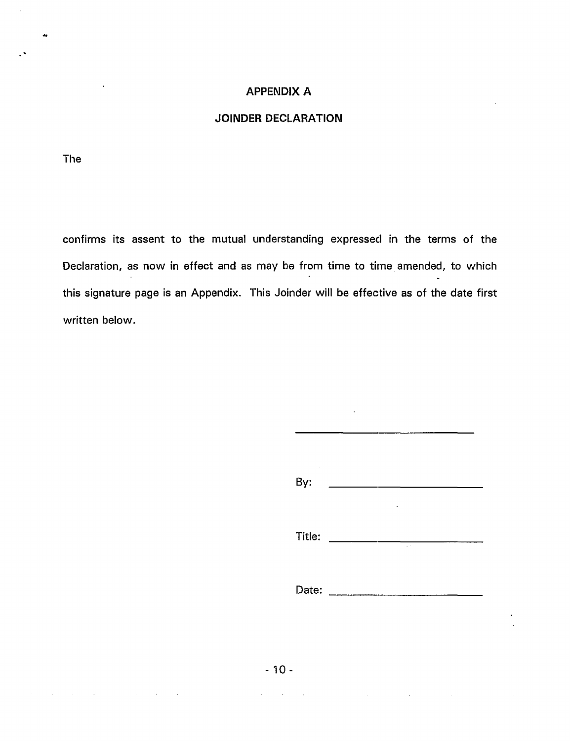## APPENDIX A

## JOINDER DECLARATION

The

confirms its assent to the mutual understanding expressed in the terms of the Declaration, as now in effect and as may be from time to time amended, to which this signature page is an Appendix. This Joinder will be effective as of the date first written below.

\_\_\_\_\_\_\_\_\_\_\_\_\_\_\_\_\_\_\_\_\_\_\_\_\_\_\_\_

By: \_\_\_\_\_\_\_\_\_\_\_\_\_\_\_\_\_\_\_\_\_\_\_\_

Title: \_\_\_\_\_\_\_\_\_\_\_\_\_\_\_\_\_\_\_\_\_\_\_\_

Date: \_\_\_\_\_\_\_\_\_\_\_\_\_\_\_\_\_\_\_\_\_\_\_\_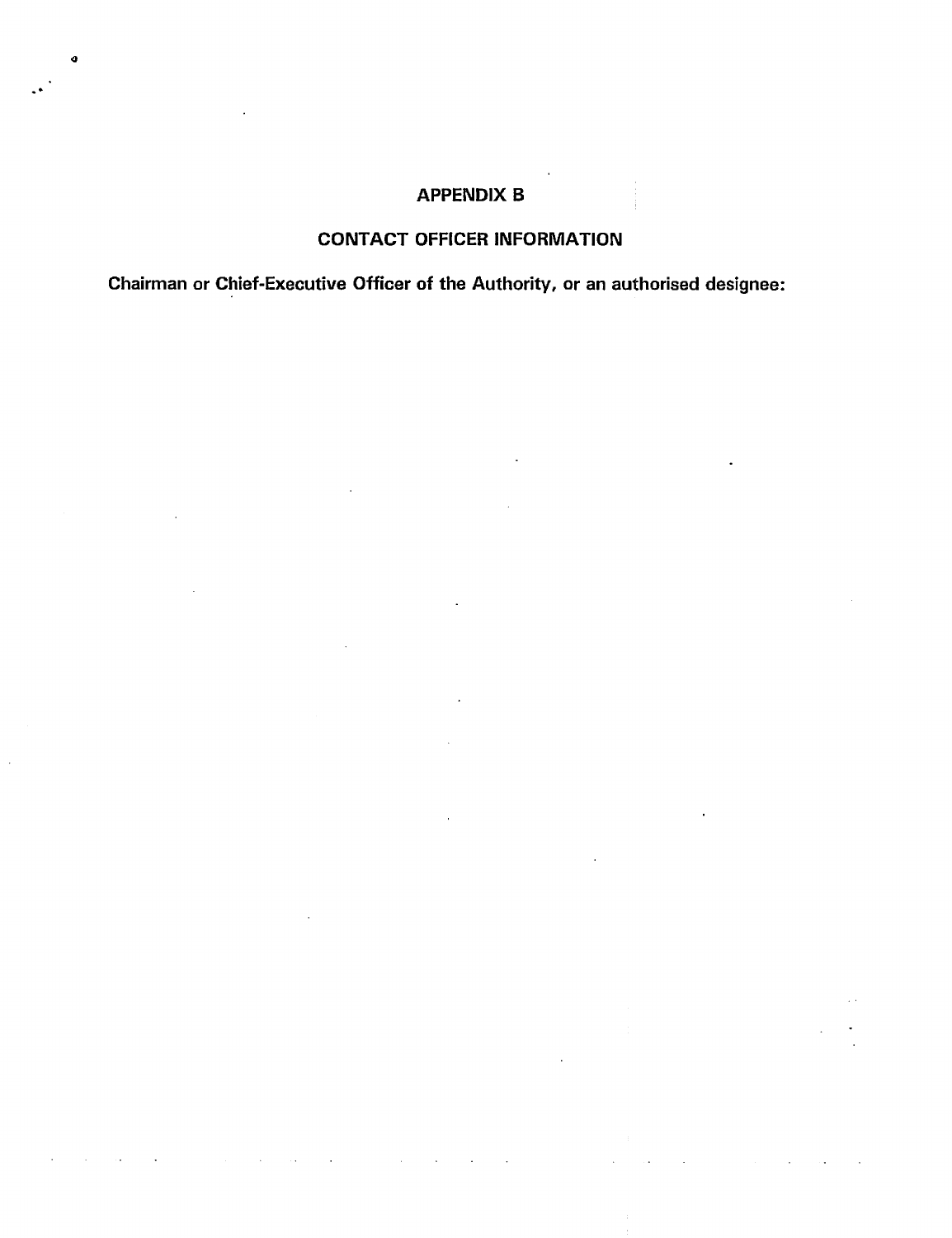## APPENDIX B

## CONTACT OFFICER INFORMATION

**Chairman or Chief-Executive Officer of the Authority, or an authorised designee:**